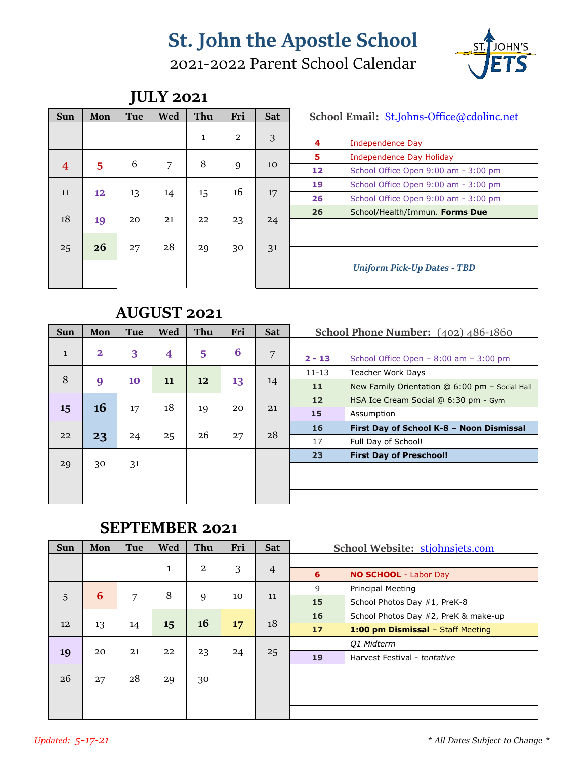# St. John the Apostle School

## 2021-2022 Parent School Calendar

ST. JOHN'S JETS

## JULY 2021

| Sun | Mon | Tue | Wed | Thu | Fri | Sat |
|---|---|---|---|---|---|---|
| | | | | 1 | 2 | 3 |
| 4 | 5 | 6 | 7 | 8 | 9 | 10 |
| 11 | 12 | 13 | 14 | 15 | 16 | 17 |
| 18 | 19 | 20 | 21 | 22 | 23 | 24 |
| 25 | 26 | 27 | 28 | 29 | 30 | 31 |

**School Email:** St.Johns-Office@cdolinc.net

| Date | Event |
|---|---|
| 4 | Independence Day |
| 5 | Independence Day Holiday |
| 12 | School Office Open 9:00 am - 3:00 pm |
| 19 | School Office Open 9:00 am - 3:00 pm |
| 26 | School Office Open 9:00 am - 3:00 pm |
| 26 | School/Health/Immun. **Forms Due** |

***Uniform Pick-Up Dates - TBD***

## AUGUST 2021

| Sun | Mon | Tue | Wed | Thu | Fri | Sat |
|---|---|---|---|---|---|---|
| 1 | 2 | 3 | 4 | 5 | 6 | 7 |
| 8 | 9 | 10 | 11 | 12 | 13 | 14 |
| 15 | 16 | 17 | 18 | 19 | 20 | 21 |
| 22 | 23 | 24 | 25 | 26 | 27 | 28 |
| 29 | 30 | 31 | | | | |

**School Phone Number:** (402) 486-1860

| Date | Event |
|---|---|
| 2 - 13 | School Office Open – 8:00 am – 3:00 pm |
| 11-13 | Teacher Work Days |
| 11 | New Family Orientation @ 6:00 pm – Social Hall |
| 12 | HSA Ice Cream Social @ 6:30 pm - Gym |
| 15 | Assumption |
| 16 | **First Day of School K-8 – Noon Dismissal** |
| 17 | Full Day of School! |
| 23 | **First Day of Preschool!** |

## SEPTEMBER 2021

| Sun | Mon | Tue | Wed | Thu | Fri | Sat |
|---|---|---|---|---|---|---|
| | | | 1 | 2 | 3 | 4 |
| 5 | 6 | 7 | 8 | 9 | 10 | 11 |
| 12 | 13 | 14 | 15 | 16 | 17 | 18 |
| 19 | 20 | 21 | 22 | 23 | 24 | 25 |
| 26 | 27 | 28 | 29 | 30 | | |

**School Website:** stjohnsjets.com

| Date | Event |
|---|---|
| 6 | **NO SCHOOL** - Labor Day |
| 9 | Principal Meeting |
| 15 | School Photos Day #1, PreK-8 |
| 16 | School Photos Day #2, PreK & make-up |
| 17 | **1:00 pm Dismissal** – Staff Meeting |
| | *Q1 Midterm* |
| 19 | Harvest Festival - *tentative* |

*Updated: 5-17-21*

*\* All Dates Subject to Change \**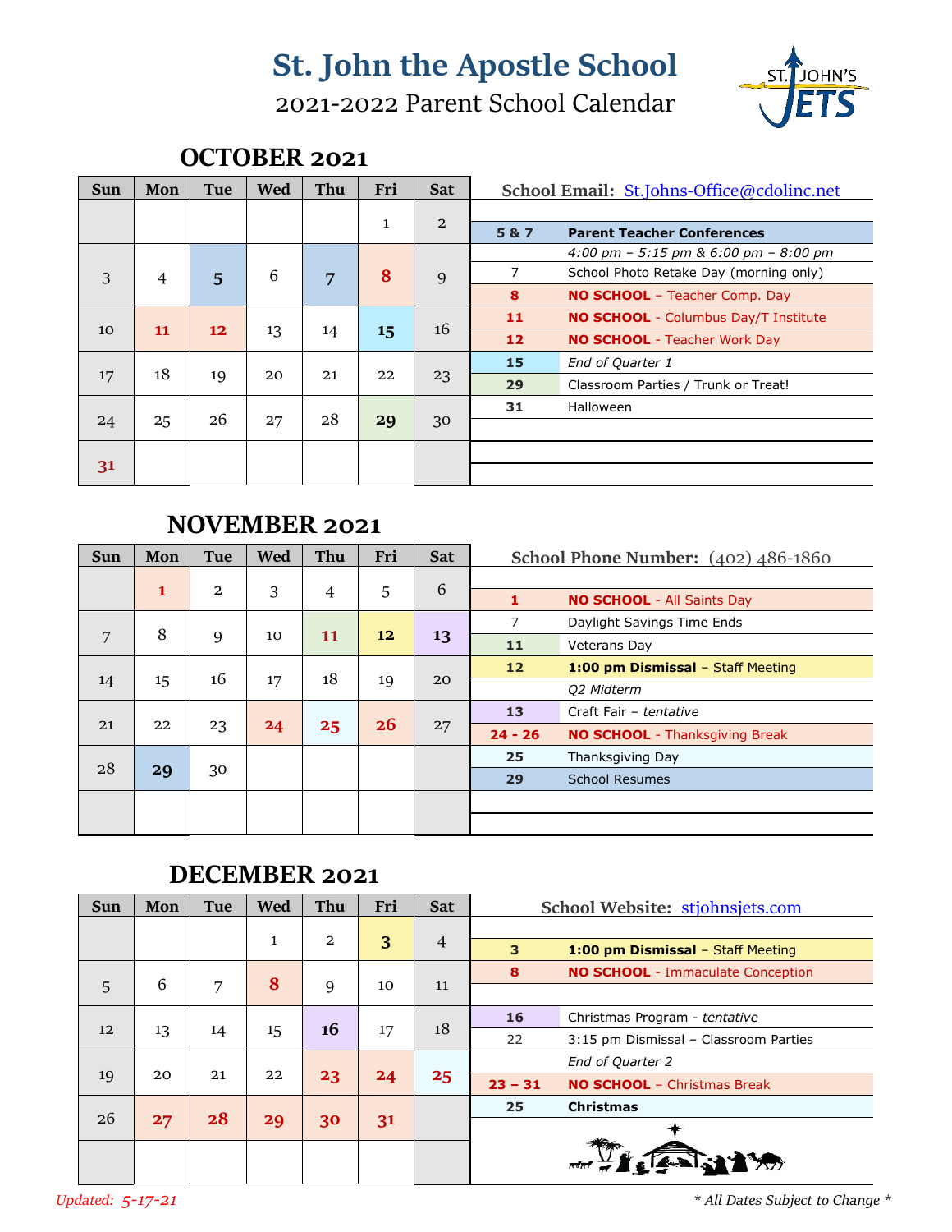# St. John the Apostle School

2021-2022 Parent School Calendar

## OCTOBER 2021

| Sun | Mon | Tue | Wed | Thu | Fri | Sat |
|---|---|---|---|---|---|---|
| | | | | | 1 | 2 |
| 3 | 4 | 5 | 6 | 7 | 8 | 9 |
| 10 | 11 | 12 | 13 | 14 | 15 | 16 |
| 17 | 18 | 19 | 20 | 21 | 22 | 23 |
| 24 | 25 | 26 | 27 | 28 | 29 | 30 |
| 31 | | | | | | |

**School Email:** St.Johns-Office@cdolinc.net

| Date | Event |
|---|---|
| 5 & 7 | **Parent Teacher Conferences** |
| | *4:00 pm – 5:15 pm & 6:00 pm – 8:00 pm* |
| 7 | School Photo Retake Day (morning only) |
| 8 | **NO SCHOOL** – Teacher Comp. Day |
| 11 | **NO SCHOOL** - Columbus Day/T Institute |
| 12 | **NO SCHOOL** - Teacher Work Day |
| 15 | *End of Quarter 1* |
| 29 | Classroom Parties / Trunk or Treat! |
| 31 | Halloween |

## NOVEMBER 2021

| Sun | Mon | Tue | Wed | Thu | Fri | Sat |
|---|---|---|---|---|---|---|
| | 1 | 2 | 3 | 4 | 5 | 6 |
| 7 | 8 | 9 | 10 | 11 | 12 | 13 |
| 14 | 15 | 16 | 17 | 18 | 19 | 20 |
| 21 | 22 | 23 | 24 | 25 | 26 | 27 |
| 28 | 29 | 30 | | | | |

**School Phone Number:** (402) 486-1860

| Date | Event |
|---|---|
| 1 | **NO SCHOOL** - All Saints Day |
| 7 | Daylight Savings Time Ends |
| 11 | Veterans Day |
| 12 | **1:00 pm Dismissal** – Staff Meeting |
| | *Q2 Midterm* |
| 13 | Craft Fair – *tentative* |
| 24 - 26 | **NO SCHOOL** - Thanksgiving Break |
| 25 | Thanksgiving Day |
| 29 | School Resumes |

## DECEMBER 2021

| Sun | Mon | Tue | Wed | Thu | Fri | Sat |
|---|---|---|---|---|---|---|
| | | | 1 | 2 | 3 | 4 |
| 5 | 6 | 7 | 8 | 9 | 10 | 11 |
| 12 | 13 | 14 | 15 | 16 | 17 | 18 |
| 19 | 20 | 21 | 22 | 23 | 24 | 25 |
| 26 | 27 | 28 | 29 | 30 | 31 | |

**School Website:** stjohnsjets.com

| Date | Event |
|---|---|
| 3 | **1:00 pm Dismissal** – Staff Meeting |
| 8 | **NO SCHOOL** - Immaculate Conception |
| 16 | Christmas Program - *tentative* |
| 22 | 3:15 pm Dismissal – Classroom Parties |
| | *End of Quarter 2* |
| 23 – 31 | **NO SCHOOL** – Christmas Break |
| 25 | **Christmas** |

*Updated: 5-17-21*

*\* All Dates Subject to Change \**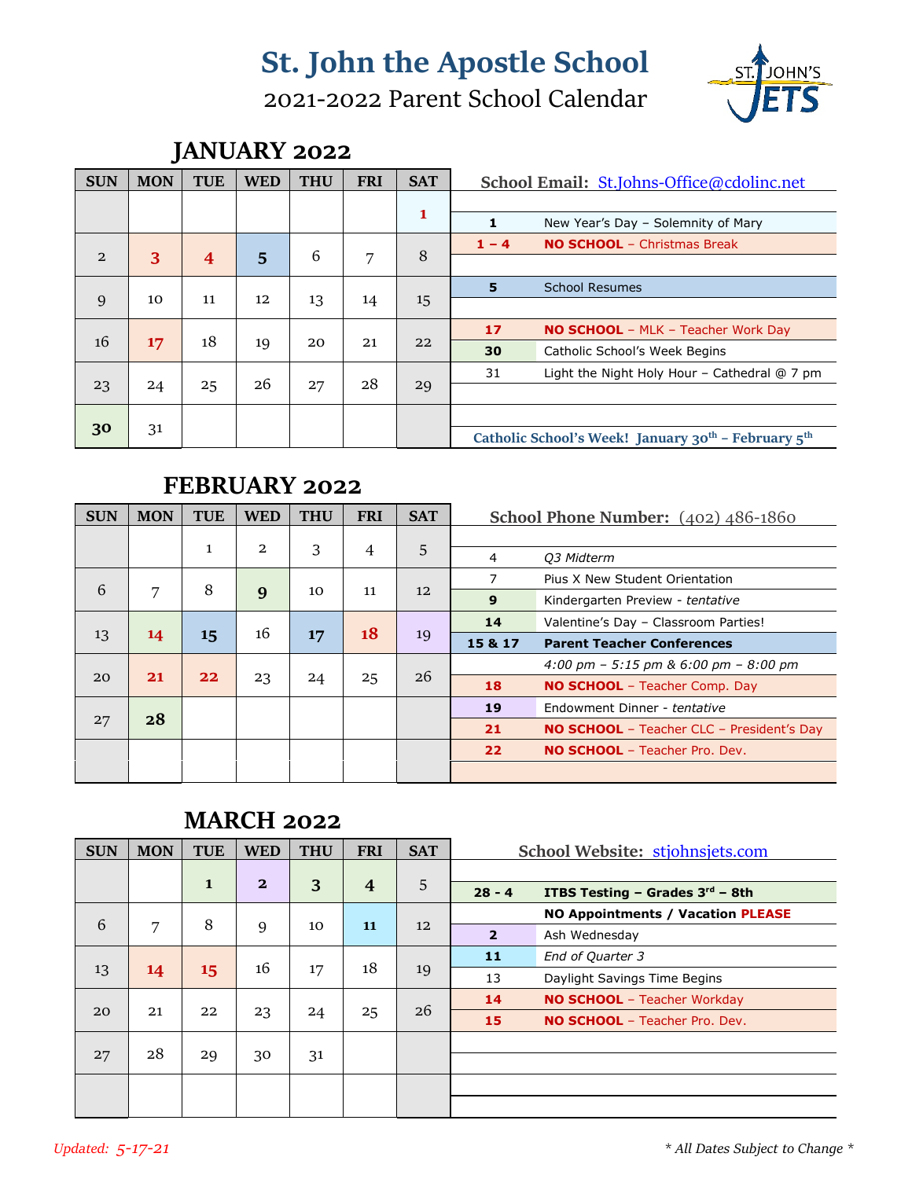# St. John the Apostle School

## 2021-2022 Parent School Calendar

### JANUARY 2022

| SUN | MON | TUE | WED | THU | FRI | SAT |
|---|---|---|---|---|---|---|
| | | | | | | 1 |
| 2 | 3 | 4 | 5 | 6 | 7 | 8 |
| 9 | 10 | 11 | 12 | 13 | 14 | 15 |
| 16 | 17 | 18 | 19 | 20 | 21 | 22 |
| 23 | 24 | 25 | 26 | 27 | 28 | 29 |
| 30 | 31 | | | | | |

**School Email:** St.Johns-Office@cdolinc.net

| Date | Event |
|---|---|
| 1 | New Year's Day – Solemnity of Mary |
| 1 – 4 | **NO SCHOOL** – Christmas Break |
| 5 | School Resumes |
| 17 | **NO SCHOOL** – MLK – Teacher Work Day |
| 30 | Catholic School's Week Begins |
| 31 | Light the Night Holy Hour – Cathedral @ 7 pm |

**Catholic School's Week! January 30th – February 5th**

### FEBRUARY 2022

| SUN | MON | TUE | WED | THU | FRI | SAT |
|---|---|---|---|---|---|---|
| | | 1 | 2 | 3 | 4 | 5 |
| 6 | 7 | 8 | 9 | 10 | 11 | 12 |
| 13 | 14 | 15 | 16 | 17 | 18 | 19 |
| 20 | 21 | 22 | 23 | 24 | 25 | 26 |
| 27 | 28 | | | | | |

**School Phone Number:** (402) 486-1860

| Date | Event |
|---|---|
| 4 | *Q3 Midterm* |
| 7 | Pius X New Student Orientation |
| 9 | Kindergarten Preview - *tentative* |
| 14 | Valentine's Day – Classroom Parties! |
| 15 & 17 | **Parent Teacher Conferences** |
| | *4:00 pm – 5:15 pm & 6:00 pm – 8:00 pm* |
| 18 | **NO SCHOOL** – Teacher Comp. Day |
| 19 | Endowment Dinner - *tentative* |
| 21 | **NO SCHOOL** – Teacher CLC – President's Day |
| 22 | **NO SCHOOL** – Teacher Pro. Dev. |

### MARCH 2022

| SUN | MON | TUE | WED | THU | FRI | SAT |
|---|---|---|---|---|---|---|
| | | 1 | 2 | 3 | 4 | 5 |
| 6 | 7 | 8 | 9 | 10 | 11 | 12 |
| 13 | 14 | 15 | 16 | 17 | 18 | 19 |
| 20 | 21 | 22 | 23 | 24 | 25 | 26 |
| 27 | 28 | 29 | 30 | 31 | | |

**School Website:** stjohnsjets.com

| Date | Event |
|---|---|
| 28 - 4 | **ITBS Testing – Grades 3rd – 8th** |
| | **NO Appointments / Vacation PLEASE** |
| 2 | Ash Wednesday |
| 11 | *End of Quarter 3* |
| 13 | Daylight Savings Time Begins |
| 14 | **NO SCHOOL** – Teacher Workday |
| 15 | **NO SCHOOL** – Teacher Pro. Dev. |

*Updated: 5-17-21*

*\* All Dates Subject to Change \**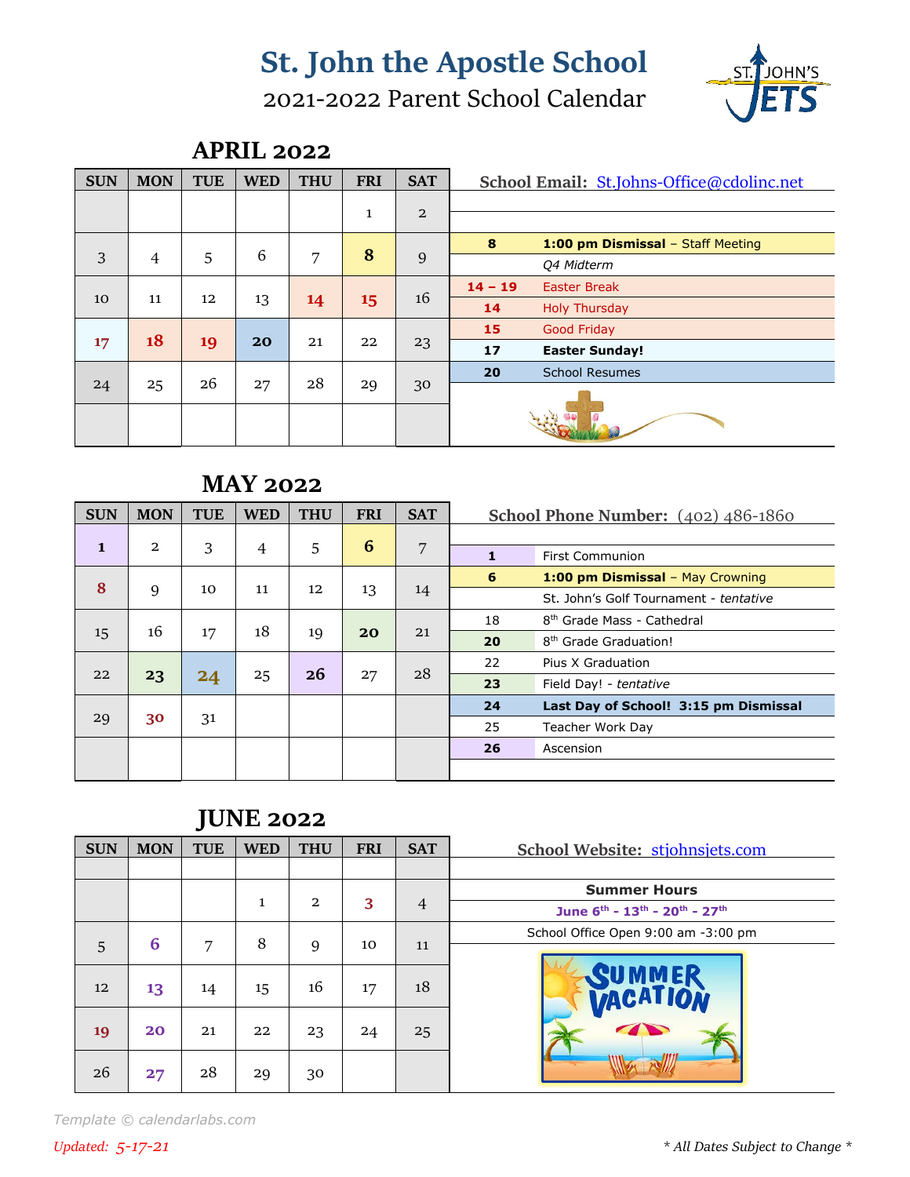# St. John the Apostle School

2021-2022 Parent School Calendar

## APRIL 2022

| SUN | MON | TUE | WED | THU | FRI | SAT |
|---|---|---|---|---|---|---|
| | | | | | 1 | 2 |
| 3 | 4 | 5 | 6 | 7 | 8 | 9 |
| 10 | 11 | 12 | 13 | 14 | 15 | 16 |
| 17 | 18 | 19 | 20 | 21 | 22 | 23 |
| 24 | 25 | 26 | 27 | 28 | 29 | 30 |
| | | | | | | |

**School Email:** St.Johns-Office@cdolinc.net

| | |
|---|---|
| **8** | **1:00 pm Dismissal** – Staff Meeting |
| | *Q4 Midterm* |
| **14 – 19** | Easter Break |
| **14** | Holy Thursday |
| **15** | Good Friday |
| **17** | **Easter Sunday!** |
| **20** | School Resumes |

## MAY 2022

| SUN | MON | TUE | WED | THU | FRI | SAT |
|---|---|---|---|---|---|---|
| 1 | 2 | 3 | 4 | 5 | 6 | 7 |
| 8 | 9 | 10 | 11 | 12 | 13 | 14 |
| 15 | 16 | 17 | 18 | 19 | 20 | 21 |
| 22 | 23 | 24 | 25 | 26 | 27 | 28 |
| 29 | 30 | 31 | | | | |
| | | | | | | |

**School Phone Number:** (402) 486-1860

| | |
|---|---|
| **1** | First Communion |
| **6** | **1:00 pm Dismissal** – May Crowning |
| | St. John's Golf Tournament - *tentative* |
| 18 | 8th Grade Mass - Cathedral |
| **20** | 8th Grade Graduation! |
| 22 | Pius X Graduation |
| **23** | Field Day! - *tentative* |
| **24** | **Last Day of School! 3:15 pm Dismissal** |
| 25 | Teacher Work Day |
| **26** | Ascension |

## JUNE 2022

| SUN | MON | TUE | WED | THU | FRI | SAT |
|---|---|---|---|---|---|---|
| | | | | | | |
| | | | 1 | 2 | 3 | 4 |
| 5 | 6 | 7 | 8 | 9 | 10 | 11 |
| 12 | 13 | 14 | 15 | 16 | 17 | 18 |
| 19 | 20 | 21 | 22 | 23 | 24 | 25 |
| 26 | 27 | 28 | 29 | 30 | | |

**School Website:** stjohnsjets.com

**Summer Hours**

**June 6th - 13th - 20th - 27th**

School Office Open 9:00 am -3:00 pm

*Template © calendarlabs.com*

*Updated: 5-17-21*

*\* All Dates Subject to Change \**